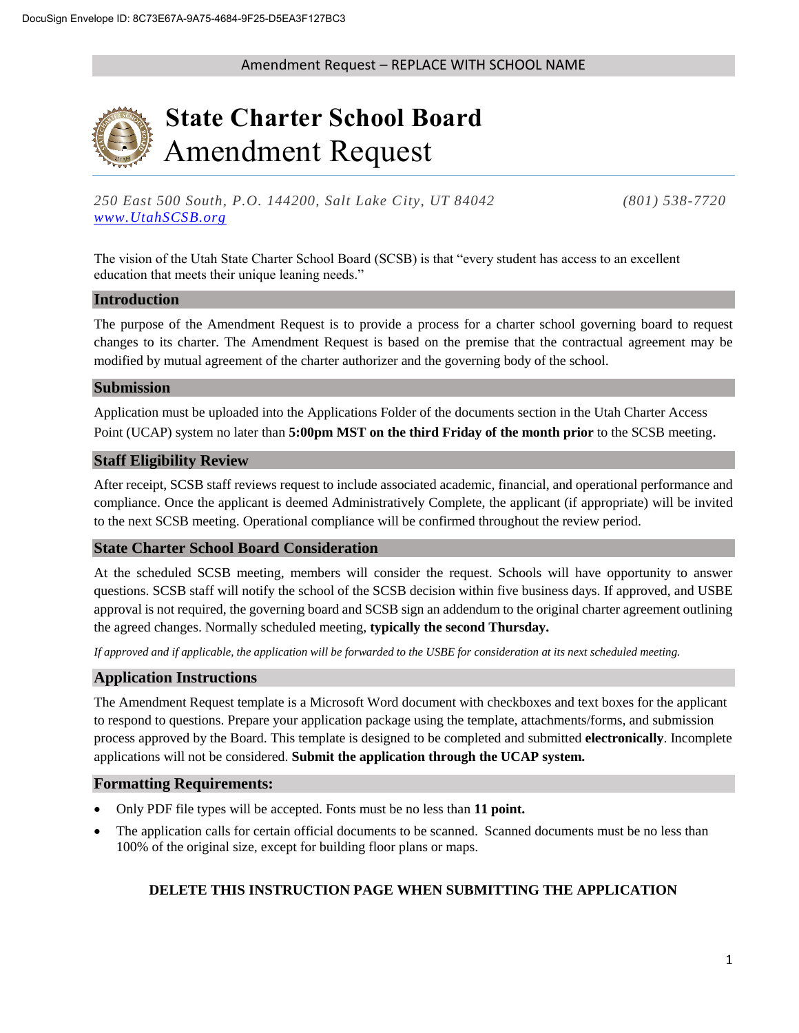DocuSign Envelope ID: 8C73E67A-9A75-4684-9F25-D5EA3F127BC3

Amendment Request – REPLACE WITH SCHOOL NAME

# State Charter School Board
# Amendment Request

*250 East 500 South, P.O. 144200, Salt Lake City, UT 84042* *(801) 538-7720*
*www.UtahSCSB.org*

The vision of the Utah State Charter School Board (SCSB) is that "every student has access to an excellent education that meets their unique leaning needs."

## Introduction

The purpose of the Amendment Request is to provide a process for a charter school governing board to request changes to its charter. The Amendment Request is based on the premise that the contractual agreement may be modified by mutual agreement of the charter authorizer and the governing body of the school.

## Submission

Application must be uploaded into the Applications Folder of the documents section in the Utah Charter Access Point (UCAP) system no later than **5:00pm MST on the third Friday of the month prior** to the SCSB meeting.

## Staff Eligibility Review

After receipt, SCSB staff reviews request to include associated academic, financial, and operational performance and compliance. Once the applicant is deemed Administratively Complete, the applicant (if appropriate) will be invited to the next SCSB meeting. Operational compliance will be confirmed throughout the review period.

## State Charter School Board Consideration

At the scheduled SCSB meeting, members will consider the request. Schools will have opportunity to answer questions. SCSB staff will notify the school of the SCSB decision within five business days. If approved, and USBE approval is not required, the governing board and SCSB sign an addendum to the original charter agreement outlining the agreed changes. Normally scheduled meeting, **typically the second Thursday.**

*If approved and if applicable, the application will be forwarded to the USBE for consideration at its next scheduled meeting.*

## Application Instructions

The Amendment Request template is a Microsoft Word document with checkboxes and text boxes for the applicant to respond to questions. Prepare your application package using the template, attachments/forms, and submission process approved by the Board. This template is designed to be completed and submitted **electronically**. Incomplete applications will not be considered. **Submit the application through the UCAP system.**

## Formatting Requirements:

- Only PDF file types will be accepted. Fonts must be no less than **11 point.**
- The application calls for certain official documents to be scanned. Scanned documents must be no less than 100% of the original size, except for building floor plans or maps.

**DELETE THIS INSTRUCTION PAGE WHEN SUBMITTING THE APPLICATION**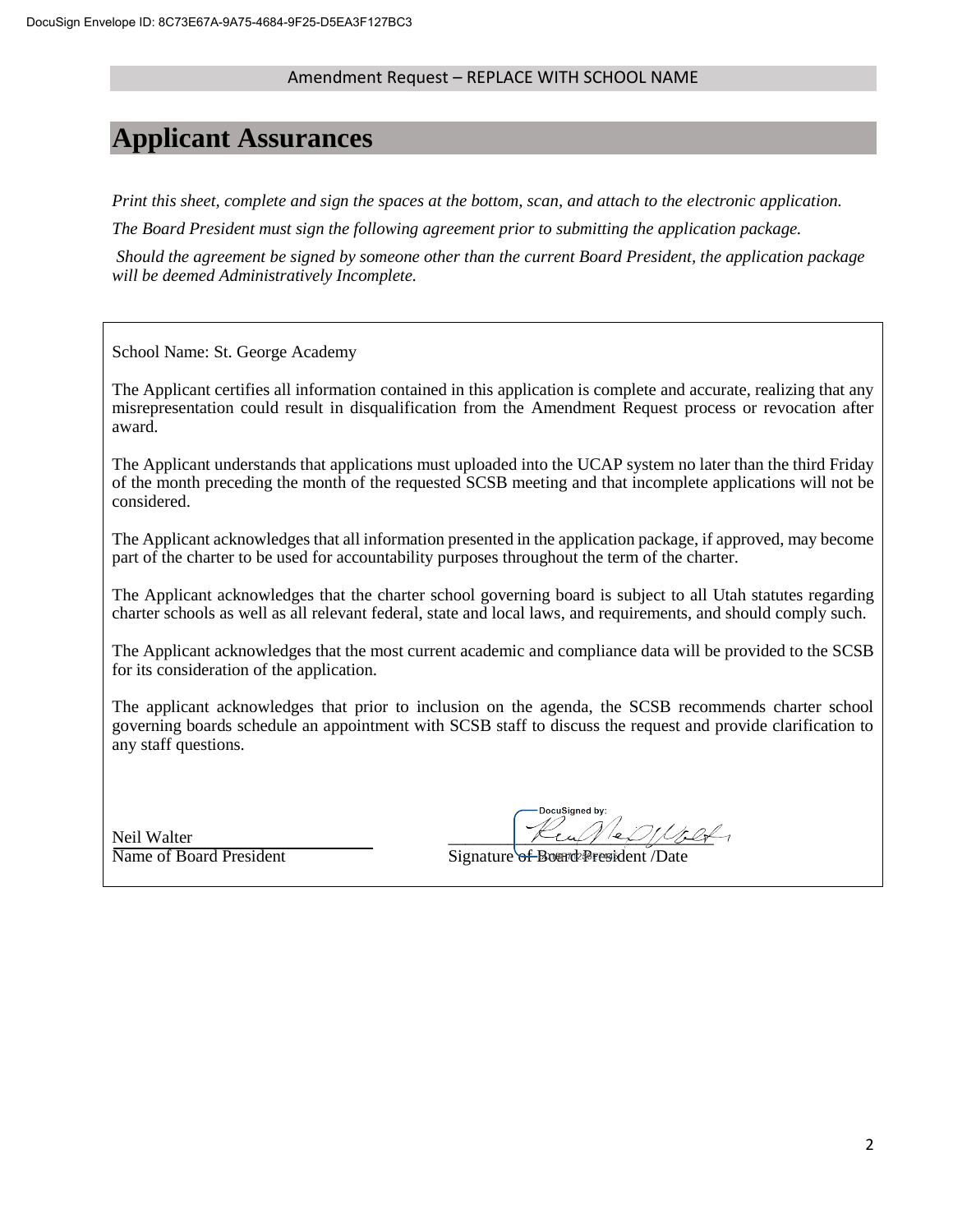Amendment Request – REPLACE WITH SCHOOL NAME

# Applicant Assurances

*Print this sheet, complete and sign the spaces at the bottom, scan, and attach to the electronic application.*

*The Board President must sign the following agreement prior to submitting the application package.*

*Should the agreement be signed by someone other than the current Board President, the application package will be deemed Administratively Incomplete.*

School Name: St. George Academy

The Applicant certifies all information contained in this application is complete and accurate, realizing that any misrepresentation could result in disqualification from the Amendment Request process or revocation after award.

The Applicant understands that applications must uploaded into the UCAP system no later than the third Friday of the month preceding the month of the requested SCSB meeting and that incomplete applications will not be considered.

The Applicant acknowledges that all information presented in the application package, if approved, may become part of the charter to be used for accountability purposes throughout the term of the charter.

The Applicant acknowledges that the charter school governing board is subject to all Utah statutes regarding charter schools as well as all relevant federal, state and local laws, and requirements, and should comply such.

The Applicant acknowledges that the most current academic and compliance data will be provided to the SCSB for its consideration of the application.

The applicant acknowledges that prior to inclusion on the agenda, the SCSB recommends charter school governing boards schedule an appointment with SCSB staff to discuss the request and provide clarification to any staff questions.

Neil Walter
Name of Board President

DocuSigned by:
Signature of Board President /Date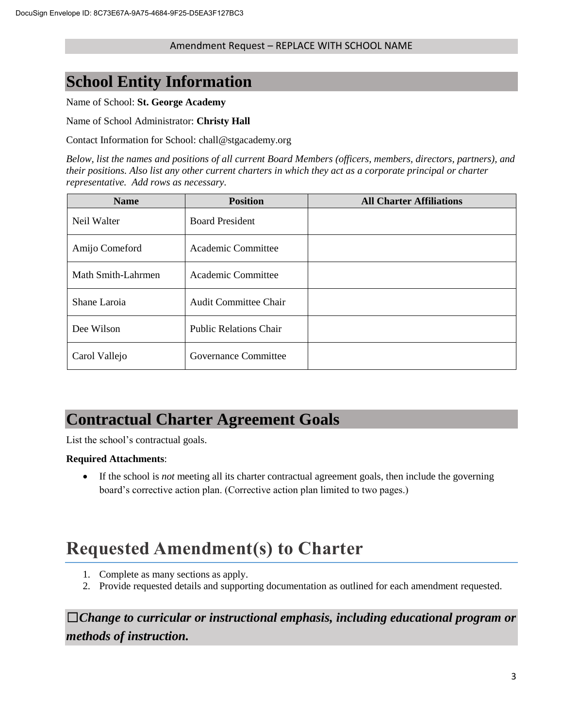## School Entity Information

Name of School: **St. George Academy**

Name of School Administrator: **Christy Hall**

Contact Information for School: chall@stgacademy.org

*Below, list the names and positions of all current Board Members (officers, members, directors, partners), and their positions. Also list any other current charters in which they act as a corporate principal or charter representative. Add rows as necessary.*

| Name | Position | All Charter Affiliations |
| --- | --- | --- |
| Neil Walter | Board President | |
| Amijo Comeford | Academic Committee | |
| Math Smith-Lahrmen | Academic Committee | |
| Shane Laroia | Audit Committee Chair | |
| Dee Wilson | Public Relations Chair | |
| Carol Vallejo | Governance Committee | |

## Contractual Charter Agreement Goals

List the school's contractual goals.

**Required Attachments**:

- If the school is *not* meeting all its charter contractual agreement goals, then include the governing board's corrective action plan. (Corrective action plan limited to two pages.)

# Requested Amendment(s) to Charter

1. Complete as many sections as apply.
2. Provide requested details and supporting documentation as outlined for each amendment requested.

### ☐*Change to curricular or instructional emphasis, including educational program or methods of instruction.*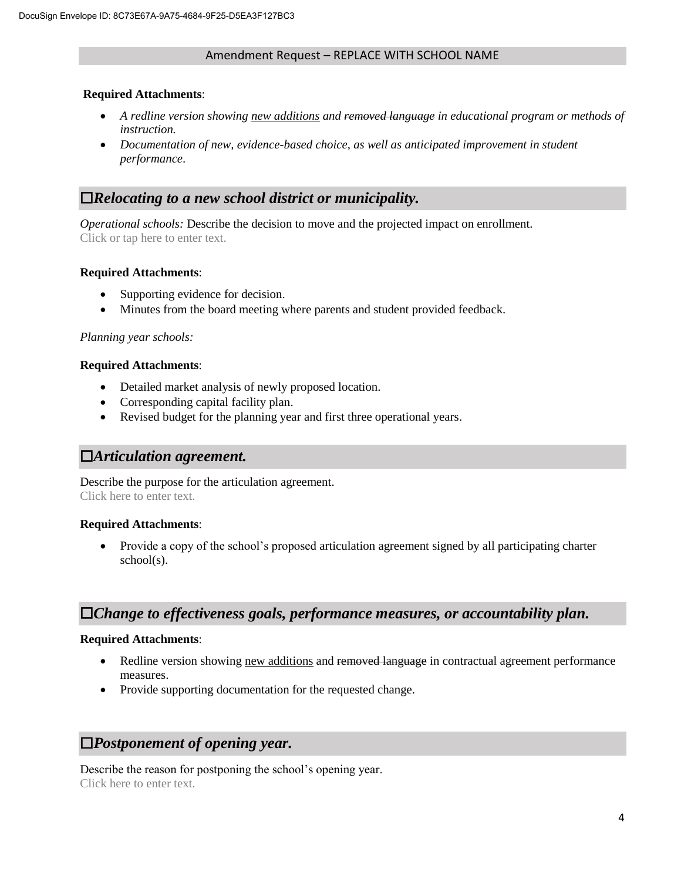**Required Attachments**:

- *A redline version showing <u>new additions</u> and ~~removed language~~ in educational program or methods of instruction.*
- *Documentation of new, evidence-based choice, as well as anticipated improvement in student performance*.

## ☐*Relocating to a new school district or municipality.*

*Operational schools:* Describe the decision to move and the projected impact on enrollment.
Click or tap here to enter text.

**Required Attachments**:

- Supporting evidence for decision.
- Minutes from the board meeting where parents and student provided feedback.

*Planning year schools:*

**Required Attachments**:

- Detailed market analysis of newly proposed location.
- Corresponding capital facility plan.
- Revised budget for the planning year and first three operational years.

## ☐*Articulation agreement.*

Describe the purpose for the articulation agreement.
Click here to enter text.

**Required Attachments**:

- Provide a copy of the school's proposed articulation agreement signed by all participating charter school(s).

## ☐*Change to effectiveness goals, performance measures, or accountability plan.*

**Required Attachments**:

- Redline version showing <u>new additions</u> and ~~removed language~~ in contractual agreement performance measures.
- Provide supporting documentation for the requested change.

## ☐*Postponement of opening year.*

Describe the reason for postponing the school's opening year.
Click here to enter text.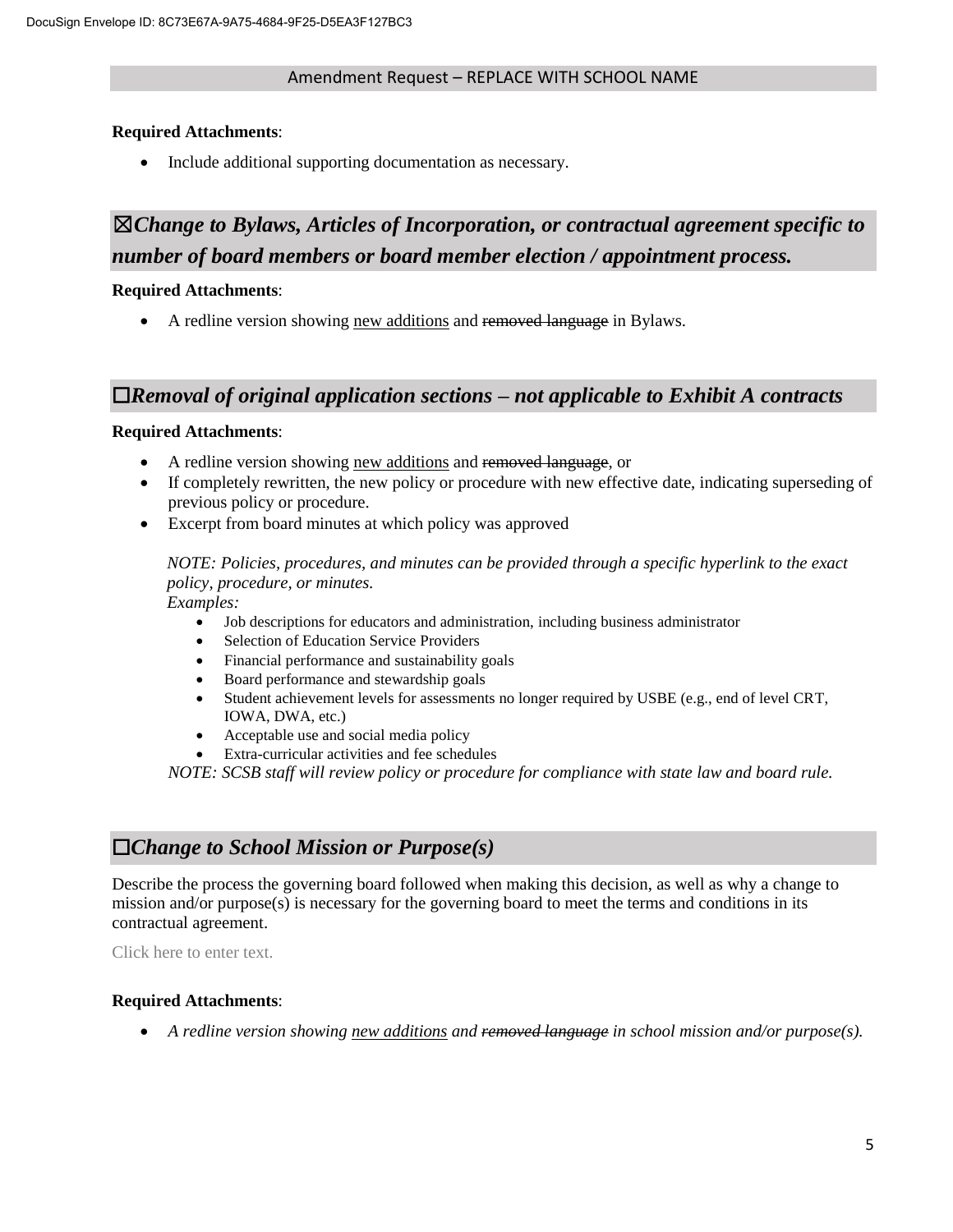**Required Attachments**:

- Include additional supporting documentation as necessary.

## ☒*Change to Bylaws, Articles of Incorporation, or contractual agreement specific to number of board members or board member election / appointment process.*

**Required Attachments**:

- A redline version showing <u>new additions</u> and ~~removed language~~ in Bylaws.

## ☐*Removal of original application sections – not applicable to Exhibit A contracts*

**Required Attachments**:

- A redline version showing <u>new additions</u> and ~~removed language~~, or
- If completely rewritten, the new policy or procedure with new effective date, indicating superseding of previous policy or procedure.
- Excerpt from board minutes at which policy was approved

  *NOTE: Policies, procedures, and minutes can be provided through a specific hyperlink to the exact policy, procedure, or minutes.*
  *Examples:*
  - Job descriptions for educators and administration, including business administrator
  - Selection of Education Service Providers
  - Financial performance and sustainability goals
  - Board performance and stewardship goals
  - Student achievement levels for assessments no longer required by USBE (e.g., end of level CRT, IOWA, DWA, etc.)
  - Acceptable use and social media policy
  - Extra-curricular activities and fee schedules

  *NOTE: SCSB staff will review policy or procedure for compliance with state law and board rule.*

## ☐*Change to School Mission or Purpose(s)*

Describe the process the governing board followed when making this decision, as well as why a change to mission and/or purpose(s) is necessary for the governing board to meet the terms and conditions in its contractual agreement.

Click here to enter text.

**Required Attachments**:

- *A redline version showing <u>new additions</u> and ~~removed language~~ in school mission and/or purpose(s).*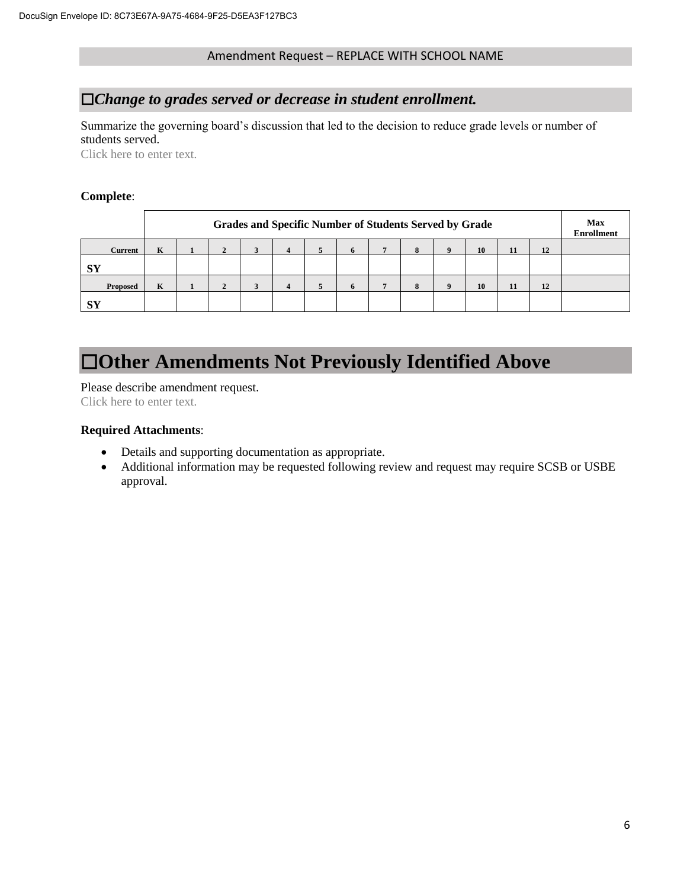## ☐*Change to grades served or decrease in student enrollment.*

Summarize the governing board's discussion that led to the decision to reduce grade levels or number of students served.
Click here to enter text.

**Complete**:

| | Grades and Specific Number of Students Served by Grade | | | | | | | | | | | | | Max Enrollment |
|---|---|---|---|---|---|---|---|---|---|---|---|---|---|---|
| Current | K | 1 | 2 | 3 | 4 | 5 | 6 | 7 | 8 | 9 | 10 | 11 | 12 | |
| SY | | | | | | | | | | | | | | |
| Proposed | K | 1 | 2 | 3 | 4 | 5 | 6 | 7 | 8 | 9 | 10 | 11 | 12 | |
| SY | | | | | | | | | | | | | | |

# ☐Other Amendments Not Previously Identified Above

Please describe amendment request.
Click here to enter text.

**Required Attachments**:

- Details and supporting documentation as appropriate.
- Additional information may be requested following review and request may require SCSB or USBE approval.